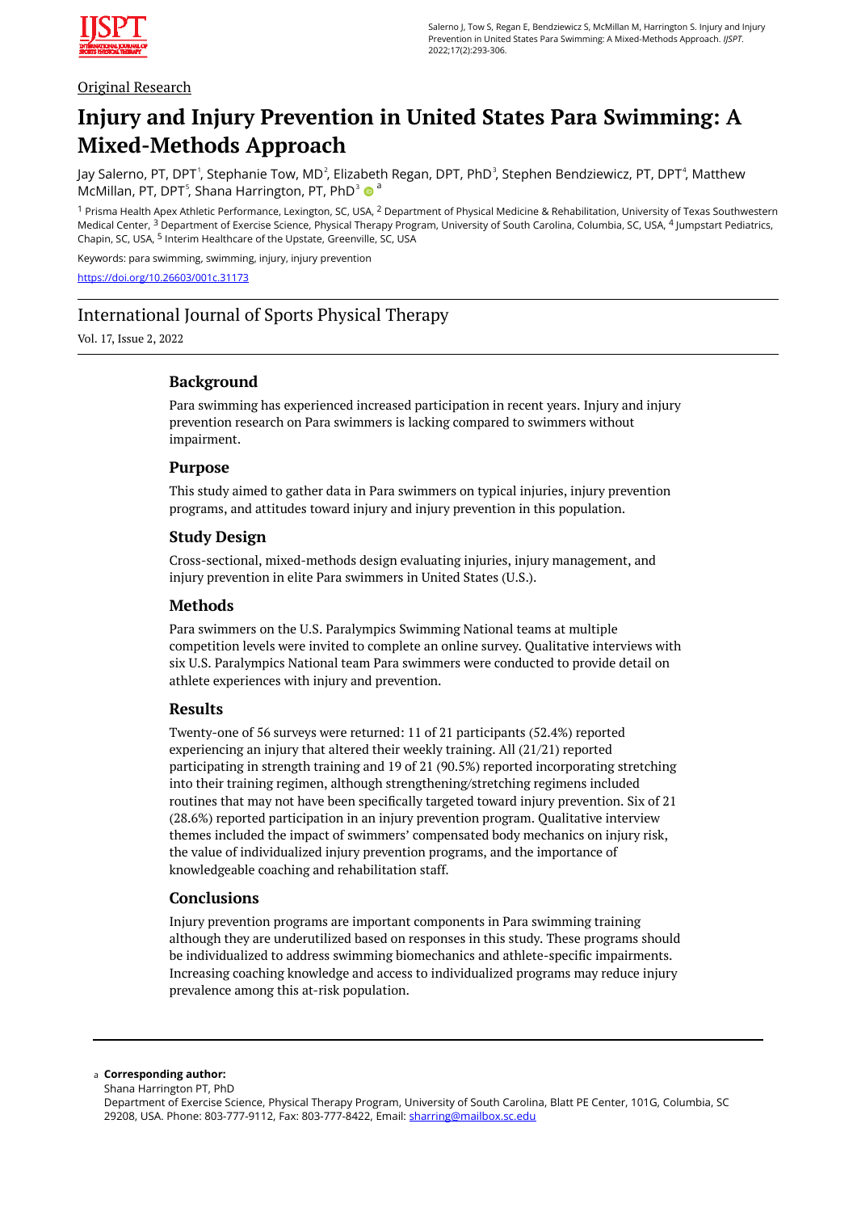Original Research

# Injury and Injury Prevention in United States Para Swimming: A Mixed-Methods Approach

Jay Salerno, PT, DPT[1], Stephanie Tow, MD[2], Elizabeth Regan, DPT, PhD[3], Stephen Bendziewicz, PT, DPT[4], Matthew McMillan, PT, DPT[5], Shana Harrington, PT, PhD[3] [a]

[1] Prisma Health Apex Athletic Performance, Lexington, SC, USA, [2] Department of Physical Medicine & Rehabilitation, University of Texas Southwestern Medical Center, [3] Department of Exercise Science, Physical Therapy Program, University of South Carolina, Columbia, SC, USA, [4] Jumpstart Pediatrics, Chapin, SC, USA, [5] Interim Healthcare of the Upstate, Greenville, SC, USA

Keywords: para swimming, swimming, injury, injury prevention

https://doi.org/10.26603/001c.31173

International Journal of Sports Physical Therapy

Vol. 17, Issue 2, 2022

## Background

Para swimming has experienced increased participation in recent years. Injury and injury prevention research on Para swimmers is lacking compared to swimmers without impairment.

## Purpose

This study aimed to gather data in Para swimmers on typical injuries, injury prevention programs, and attitudes toward injury and injury prevention in this population.

## Study Design

Cross-sectional, mixed-methods design evaluating injuries, injury management, and injury prevention in elite Para swimmers in United States (U.S.).

## Methods

Para swimmers on the U.S. Paralympics Swimming National teams at multiple competition levels were invited to complete an online survey. Qualitative interviews with six U.S. Paralympics National team Para swimmers were conducted to provide detail on athlete experiences with injury and prevention.

## Results

Twenty-one of 56 surveys were returned: 11 of 21 participants (52.4%) reported experiencing an injury that altered their weekly training. All (21/21) reported participating in strength training and 19 of 21 (90.5%) reported incorporating stretching into their training regimen, although strengthening/stretching regimens included routines that may not have been specifically targeted toward injury prevention. Six of 21 (28.6%) reported participation in an injury prevention program. Qualitative interview themes included the impact of swimmers' compensated body mechanics on injury risk, the value of individualized injury prevention programs, and the importance of knowledgeable coaching and rehabilitation staff.

## Conclusions

Injury prevention programs are important components in Para swimming training although they are underutilized based on responses in this study. These programs should be individualized to address swimming biomechanics and athlete-specific impairments. Increasing coaching knowledge and access to individualized programs may reduce injury prevalence among this at-risk population.

---

[a] **Corresponding author:**
Shana Harrington PT, PhD
Department of Exercise Science, Physical Therapy Program, University of South Carolina, Blatt PE Center, 101G, Columbia, SC 29208, USA. Phone: 803-777-9112, Fax: 803-777-8422, Email: sharring@mailbox.sc.edu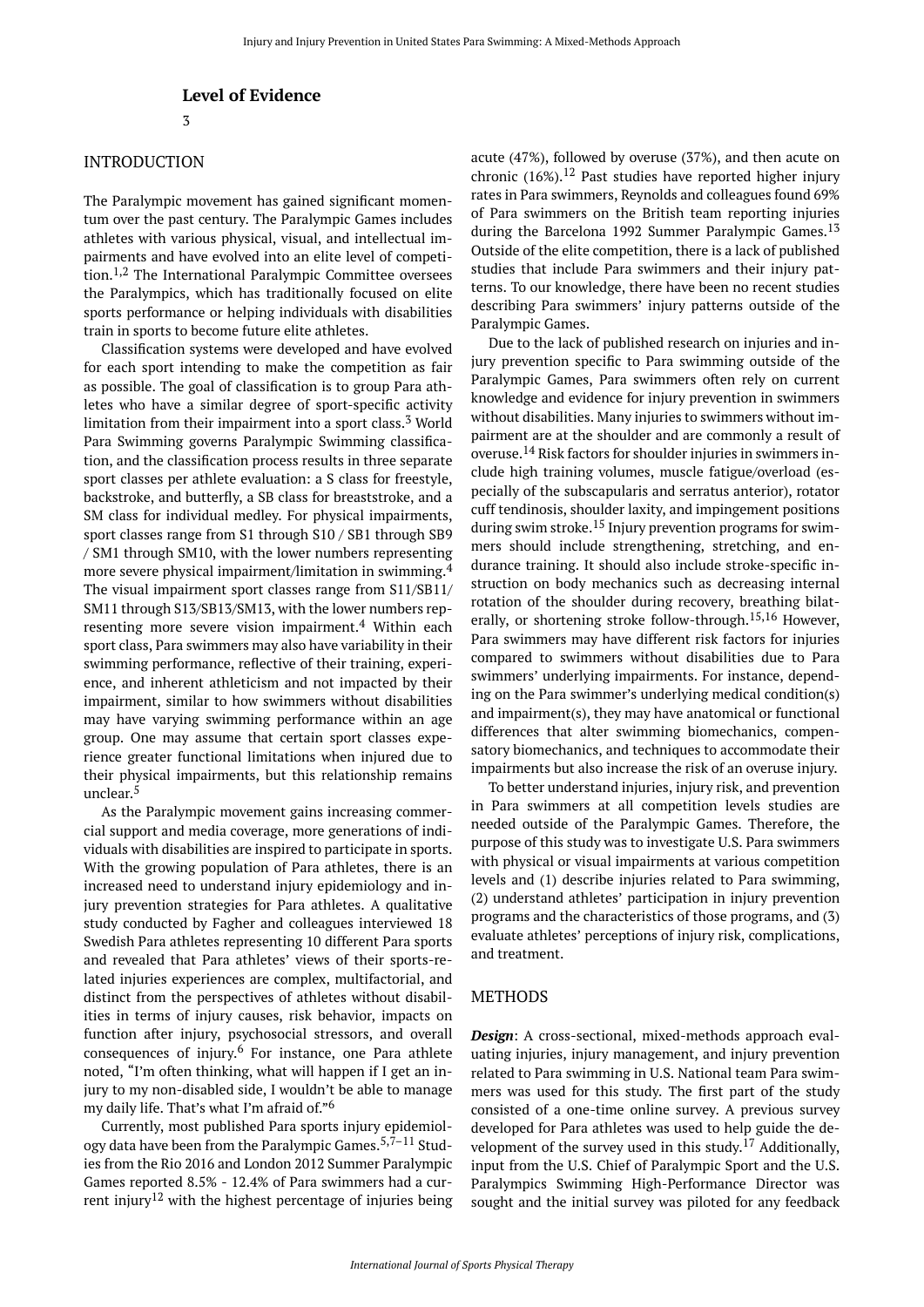## Level of Evidence

3

## INTRODUCTION

The Paralympic movement has gained significant momentum over the past century. The Paralympic Games includes athletes with various physical, visual, and intellectual impairments and have evolved into an elite level of competition.[1,2] The International Paralympic Committee oversees the Paralympics, which has traditionally focused on elite sports performance or helping individuals with disabilities train in sports to become future elite athletes.

Classification systems were developed and have evolved for each sport intending to make the competition as fair as possible. The goal of classification is to group Para athletes who have a similar degree of sport-specific activity limitation from their impairment into a sport class.[3] World Para Swimming governs Paralympic Swimming classification, and the classification process results in three separate sport classes per athlete evaluation: a S class for freestyle, backstroke, and butterfly, a SB class for breaststroke, and a SM class for individual medley. For physical impairments, sport classes range from S1 through S10 / SB1 through SB9 / SM1 through SM10, with the lower numbers representing more severe physical impairment/limitation in swimming.[4] The visual impairment sport classes range from S11/SB11/SM11 through S13/SB13/SM13, with the lower numbers representing more severe vision impairment.[4] Within each sport class, Para swimmers may also have variability in their swimming performance, reflective of their training, experience, and inherent athleticism and not impacted by their impairment, similar to how swimmers without disabilities may have varying swimming performance within an age group. One may assume that certain sport classes experience greater functional limitations when injured due to their physical impairments, but this relationship remains unclear.[5]

As the Paralympic movement gains increasing commercial support and media coverage, more generations of individuals with disabilities are inspired to participate in sports. With the growing population of Para athletes, there is an increased need to understand injury epidemiology and injury prevention strategies for Para athletes. A qualitative study conducted by Fagher and colleagues interviewed 18 Swedish Para athletes representing 10 different Para sports and revealed that Para athletes' views of their sports-related injuries experiences are complex, multifactorial, and distinct from the perspectives of athletes without disabilities in terms of injury causes, risk behavior, impacts on function after injury, psychosocial stressors, and overall consequences of injury.[6] For instance, one Para athlete noted, "I'm often thinking, what will happen if I get an injury to my non-disabled side, I wouldn't be able to manage my daily life. That's what I'm afraid of."[6]

Currently, most published Para sports injury epidemiology data have been from the Paralympic Games.[5,7–11] Studies from the Rio 2016 and London 2012 Summer Paralympic Games reported 8.5% - 12.4% of Para swimmers had a current injury[12] with the highest percentage of injuries being acute (47%), followed by overuse (37%), and then acute on chronic (16%).[12] Past studies have reported higher injury rates in Para swimmers, Reynolds and colleagues found 69% of Para swimmers on the British team reporting injuries during the Barcelona 1992 Summer Paralympic Games.[13] Outside of the elite competition, there is a lack of published studies that include Para swimmers and their injury patterns. To our knowledge, there have been no recent studies describing Para swimmers' injury patterns outside of the Paralympic Games.

Due to the lack of published research on injuries and injury prevention specific to Para swimming outside of the Paralympic Games, Para swimmers often rely on current knowledge and evidence for injury prevention in swimmers without disabilities. Many injuries to swimmers without impairment are at the shoulder and are commonly a result of overuse.[14] Risk factors for shoulder injuries in swimmers include high training volumes, muscle fatigue/overload (especially of the subscapularis and serratus anterior), rotator cuff tendinosis, shoulder laxity, and impingement positions during swim stroke.[15] Injury prevention programs for swimmers should include strengthening, stretching, and endurance training. It should also include stroke-specific instruction on body mechanics such as decreasing internal rotation of the shoulder during recovery, breathing bilaterally, or shortening stroke follow-through.[15,16] However, Para swimmers may have different risk factors for injuries compared to swimmers without disabilities due to Para swimmers' underlying impairments. For instance, depending on the Para swimmer's underlying medical condition(s) and impairment(s), they may have anatomical or functional differences that alter swimming biomechanics, compensatory biomechanics, and techniques to accommodate their impairments but also increase the risk of an overuse injury.

To better understand injuries, injury risk, and prevention in Para swimmers at all competition levels studies are needed outside of the Paralympic Games. Therefore, the purpose of this study was to investigate U.S. Para swimmers with physical or visual impairments at various competition levels and (1) describe injuries related to Para swimming, (2) understand athletes' participation in injury prevention programs and the characteristics of those programs, and (3) evaluate athletes' perceptions of injury risk, complications, and treatment.

## METHODS

***Design***: A cross-sectional, mixed-methods approach evaluating injuries, injury management, and injury prevention related to Para swimming in U.S. National team Para swimmers was used for this study. The first part of the study consisted of a one-time online survey. A previous survey developed for Para athletes was used to help guide the development of the survey used in this study.[17] Additionally, input from the U.S. Chief of Paralympic Sport and the U.S. Paralympics Swimming High-Performance Director was sought and the initial survey was piloted for any feedback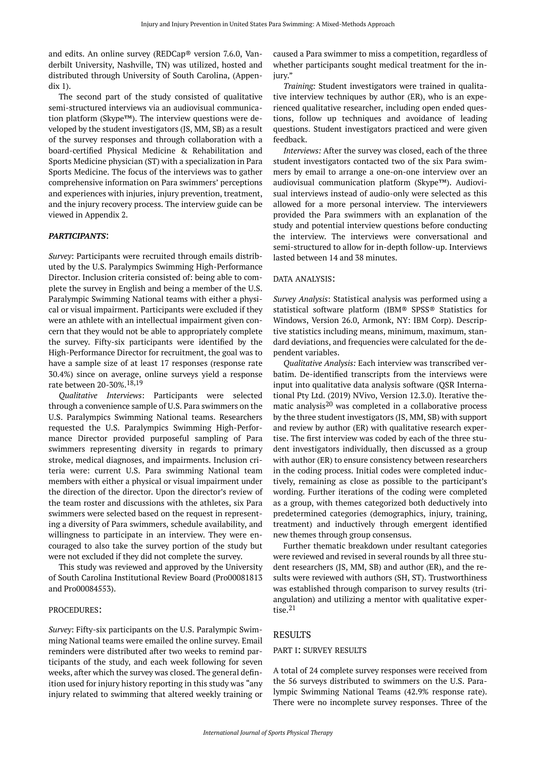and edits. An online survey (REDCap® version 7.6.0, Vanderbilt University, Nashville, TN) was utilized, hosted and distributed through University of South Carolina, (Appendix 1).

The second part of the study consisted of qualitative semi-structured interviews via an audiovisual communication platform (Skype™). The interview questions were developed by the student investigators (JS, MM, SB) as a result of the survey responses and through collaboration with a board-certified Physical Medicine & Rehabilitation and Sports Medicine physician (ST) with a specialization in Para Sports Medicine. The focus of the interviews was to gather comprehensive information on Para swimmers' perceptions and experiences with injuries, injury prevention, treatment, and the injury recovery process. The interview guide can be viewed in Appendix 2.

### *PARTICIPANTS*:

*Survey*: Participants were recruited through emails distributed by the U.S. Paralympics Swimming High-Performance Director. Inclusion criteria consisted of: being able to complete the survey in English and being a member of the U.S. Paralympic Swimming National teams with either a physical or visual impairment. Participants were excluded if they were an athlete with an intellectual impairment given concern that they would not be able to appropriately complete the survey. Fifty-six participants were identified by the High-Performance Director for recruitment, the goal was to have a sample size of at least 17 responses (response rate 30.4%) since on average, online surveys yield a response rate between 20-30%.[18,19]

*Qualitative Interviews*: Participants were selected through a convenience sample of U.S. Para swimmers on the U.S. Paralympics Swimming National teams. Researchers requested the U.S. Paralympics Swimming High-Performance Director provided purposeful sampling of Para swimmers representing diversity in regards to primary stroke, medical diagnoses, and impairments. Inclusion criteria were: current U.S. Para swimming National team members with either a physical or visual impairment under the direction of the director. Upon the director's review of the team roster and discussions with the athletes, six Para swimmers were selected based on the request in representing a diversity of Para swimmers, schedule availability, and willingness to participate in an interview. They were encouraged to also take the survey portion of the study but were not excluded if they did not complete the survey.

This study was reviewed and approved by the University of South Carolina Institutional Review Board (Pro00081813 and Pro00084553).

### PROCEDURES:

*Survey*: Fifty-six participants on the U.S. Paralympic Swimming National teams were emailed the online survey. Email reminders were distributed after two weeks to remind participants of the study, and each week following for seven weeks, after which the survey was closed. The general definition used for injury history reporting in this study was "any injury related to swimming that altered weekly training or caused a Para swimmer to miss a competition, regardless of whether participants sought medical treatment for the injury."

*Training:* Student investigators were trained in qualitative interview techniques by author (ER), who is an experienced qualitative researcher, including open ended questions, follow up techniques and avoidance of leading questions. Student investigators practiced and were given feedback.

*Interviews:* After the survey was closed, each of the three student investigators contacted two of the six Para swimmers by email to arrange a one-on-one interview over an audiovisual communication platform (Skype™). Audiovisual interviews instead of audio-only were selected as this allowed for a more personal interview. The interviewers provided the Para swimmers with an explanation of the study and potential interview questions before conducting the interview. The interviews were conversational and semi-structured to allow for in-depth follow-up. Interviews lasted between 14 and 38 minutes.

### DATA ANALYSIS:

*Survey Analysis*: Statistical analysis was performed using a statistical software platform (IBM® SPSS® Statistics for Windows, Version 26.0, Armonk, NY: IBM Corp). Descriptive statistics including means, minimum, maximum, standard deviations, and frequencies were calculated for the dependent variables.

*Qualitative Analysis:* Each interview was transcribed verbatim. De-identified transcripts from the interviews were input into qualitative data analysis software (QSR International Pty Ltd. (2019) NVivo, Version 12.3.0). Iterative thematic analysis[20] was completed in a collaborative process by the three student investigators (JS, MM, SB) with support and review by author (ER) with qualitative research expertise. The first interview was coded by each of the three student investigators individually, then discussed as a group with author (ER) to ensure consistency between researchers in the coding process. Initial codes were completed inductively, remaining as close as possible to the participant's wording. Further iterations of the coding were completed as a group, with themes categorized both deductively into predetermined categories (demographics, injury, training, treatment) and inductively through emergent identified new themes through group consensus.

Further thematic breakdown under resultant categories were reviewed and revised in several rounds by all three student researchers (JS, MM, SB) and author (ER), and the results were reviewed with authors (SH, ST). Trustworthiness was established through comparison to survey results (triangulation) and utilizing a mentor with qualitative expertise.[21]

## RESULTS

### PART I: SURVEY RESULTS

A total of 24 complete survey responses were received from the 56 surveys distributed to swimmers on the U.S. Paralympic Swimming National Teams (42.9% response rate). There were no incomplete survey responses. Three of the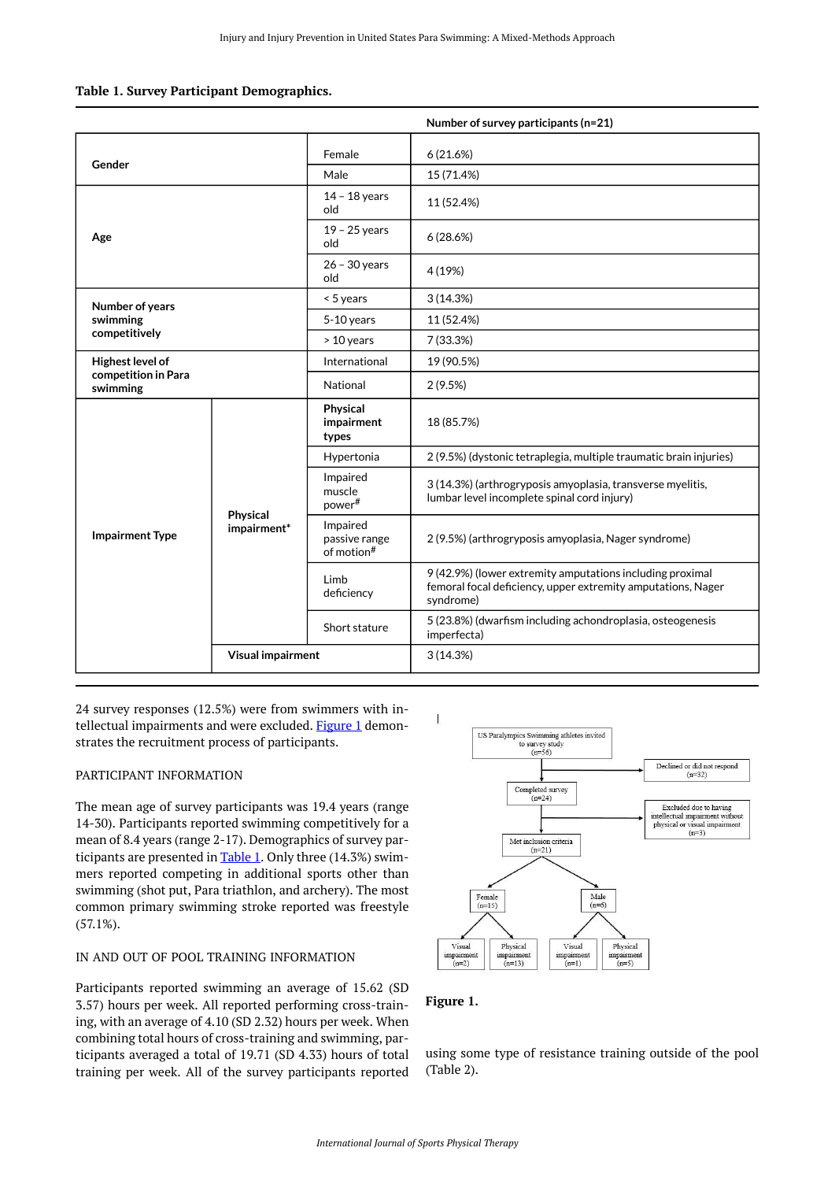**Table 1. Survey Participant Demographics.**

| | | | Number of survey participants (n=21) |
|---|---|---|---|
| Gender | | Female | 6 (21.6%) |
| | | Male | 15 (71.4%) |
| Age | | 14 – 18 years old | 11 (52.4%) |
| | | 19 – 25 years old | 6 (28.6%) |
| | | 26 – 30 years old | 4 (19%) |
| Number of years swimming competitively | | < 5 years | 3 (14.3%) |
| | | 5-10 years | 11 (52.4%) |
| | | > 10 years | 7 (33.3%) |
| Highest level of competition in Para swimming | | International | 19 (90.5%) |
| | | National | 2 (9.5%) |
| Impairment Type | Physical impairment* | **Physical impairment types** | 18 (85.7%) |
| | | Hypertonia | 2 (9.5%) (dystonic tetraplegia, multiple traumatic brain injuries) |
| | | Impaired muscle power# | 3 (14.3%) (arthrogryposis amyoplasia, transverse myelitis, lumbar level incomplete spinal cord injury) |
| | | Impaired passive range of motion# | 2 (9.5%) (arthrogryposis amyoplasia, Nager syndrome) |
| | | Limb deficiency | 9 (42.9%) (lower extremity amputations including proximal femoral focal deficiency, upper extremity amputations, Nager syndrome) |
| | | Short stature | 5 (23.8%) (dwarfism including achondroplasia, osteogenesis imperfecta) |
| | Visual impairment | | 3 (14.3%) |

24 survey responses (12.5%) were from swimmers with intellectual impairments and were excluded. Figure 1 demonstrates the recruitment process of participants.

US Paralympics Swimming athletes invited to survey study (n=56)
Declined or did not respond (n=32)
Completed survey (n=24)
Excluded due to having intellectual impairment without physical or visual impairment (n=3)
Met inclusion criteria (n=21)
Female (n=15) — Visual impairment (n=2); Physical impairment (n=13)
Male (n=6) — Visual impairment (n=1); Physical impairment (n=5)

**Figure 1.**

PARTICIPANT INFORMATION

The mean age of survey participants was 19.4 years (range 14-30). Participants reported swimming competitively for a mean of 8.4 years (range 2-17). Demographics of survey participants are presented in Table 1. Only three (14.3%) swimmers reported competing in additional sports other than swimming (shot put, Para triathlon, and archery). The most common primary swimming stroke reported was freestyle (57.1%).

IN AND OUT OF POOL TRAINING INFORMATION

Participants reported swimming an average of 15.62 (SD 3.57) hours per week. All reported performing cross-training, with an average of 4.10 (SD 2.32) hours per week. When combining total hours of cross-training and swimming, participants averaged a total of 19.71 (SD 4.33) hours of total training per week. All of the survey participants reported using some type of resistance training outside of the pool (Table 2).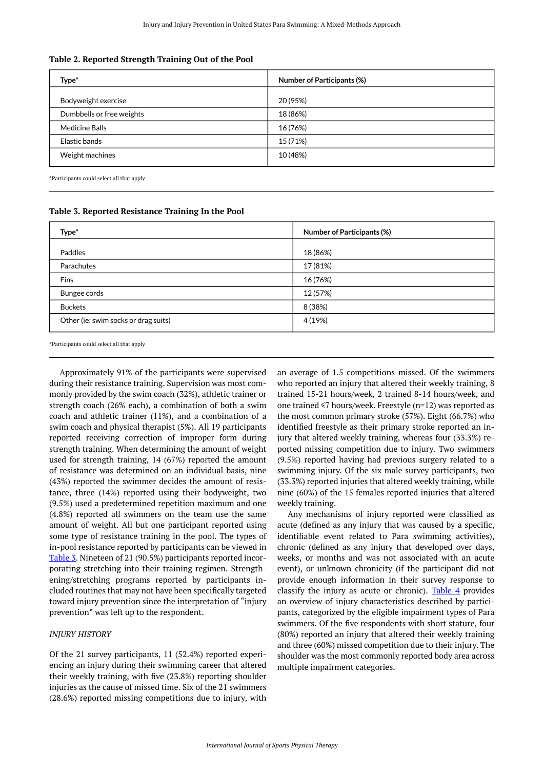**Table 2. Reported Strength Training Out of the Pool**

| Type* | Number of Participants (%) |
|---|---|
| Bodyweight exercise | 20 (95%) |
| Dumbbells or free weights | 18 (86%) |
| Medicine Balls | 16 (76%) |
| Elastic bands | 15 (71%) |
| Weight machines | 10 (48%) |

*Participants could select all that apply

**Table 3. Reported Resistance Training In the Pool**

| Type* | Number of Participants (%) |
|---|---|
| Paddles | 18 (86%) |
| Parachutes | 17 (81%) |
| Fins | 16 (76%) |
| Bungee cords | 12 (57%) |
| Buckets | 8 (38%) |
| Other (ie: swim socks or drag suits) | 4 (19%) |

*Participants could select all that apply

Approximately 91% of the participants were supervised during their resistance training. Supervision was most commonly provided by the swim coach (32%), athletic trainer or strength coach (26% each), a combination of both a swim coach and athletic trainer (11%), and a combination of a swim coach and physical therapist (5%). All 19 participants reported receiving correction of improper form during strength training. When determining the amount of weight used for strength training, 14 (67%) reported the amount of resistance was determined on an individual basis, nine (43%) reported the swimmer decides the amount of resistance, three (14%) reported using their bodyweight, two (9.5%) used a predetermined repetition maximum and one (4.8%) reported all swimmers on the team use the same amount of weight. All but one participant reported using some type of resistance training in the pool. The types of in-pool resistance reported by participants can be viewed in Table 3. Nineteen of 21 (90.5%) participants reported incorporating stretching into their training regimen. Strengthening/stretching programs reported by participants included routines that may not have been specifically targeted toward injury prevention since the interpretation of "injury prevention" was left up to the respondent.

### *INJURY HISTORY*

Of the 21 survey participants, 11 (52.4%) reported experiencing an injury during their swimming career that altered their weekly training, with five (23.8%) reporting shoulder injuries as the cause of missed time. Six of the 21 swimmers (28.6%) reported missing competitions due to injury, with an average of 1.5 competitions missed. Of the swimmers who reported an injury that altered their weekly training, 8 trained 15-21 hours/week, 2 trained 8-14 hours/week, and one trained ≤7 hours/week. Freestyle (n=12) was reported as the most common primary stroke (57%). Eight (66.7%) who identified freestyle as their primary stroke reported an injury that altered weekly training, whereas four (33.3%) reported missing competition due to injury. Two swimmers (9.5%) reported having had previous surgery related to a swimming injury. Of the six male survey participants, two (33.3%) reported injuries that altered weekly training, while nine (60%) of the 15 females reported injuries that altered weekly training.

Any mechanisms of injury reported were classified as acute (defined as any injury that was caused by a specific, identifiable event related to Para swimming activities), chronic (defined as any injury that developed over days, weeks, or months and was not associated with an acute event), or unknown chronicity (if the participant did not provide enough information in their survey response to classify the injury as acute or chronic). Table 4 provides an overview of injury characteristics described by participants, categorized by the eligible impairment types of Para swimmers. Of the five respondents with short stature, four (80%) reported an injury that altered their weekly training and three (60%) missed competition due to their injury. The shoulder was the most commonly reported body area across multiple impairment categories.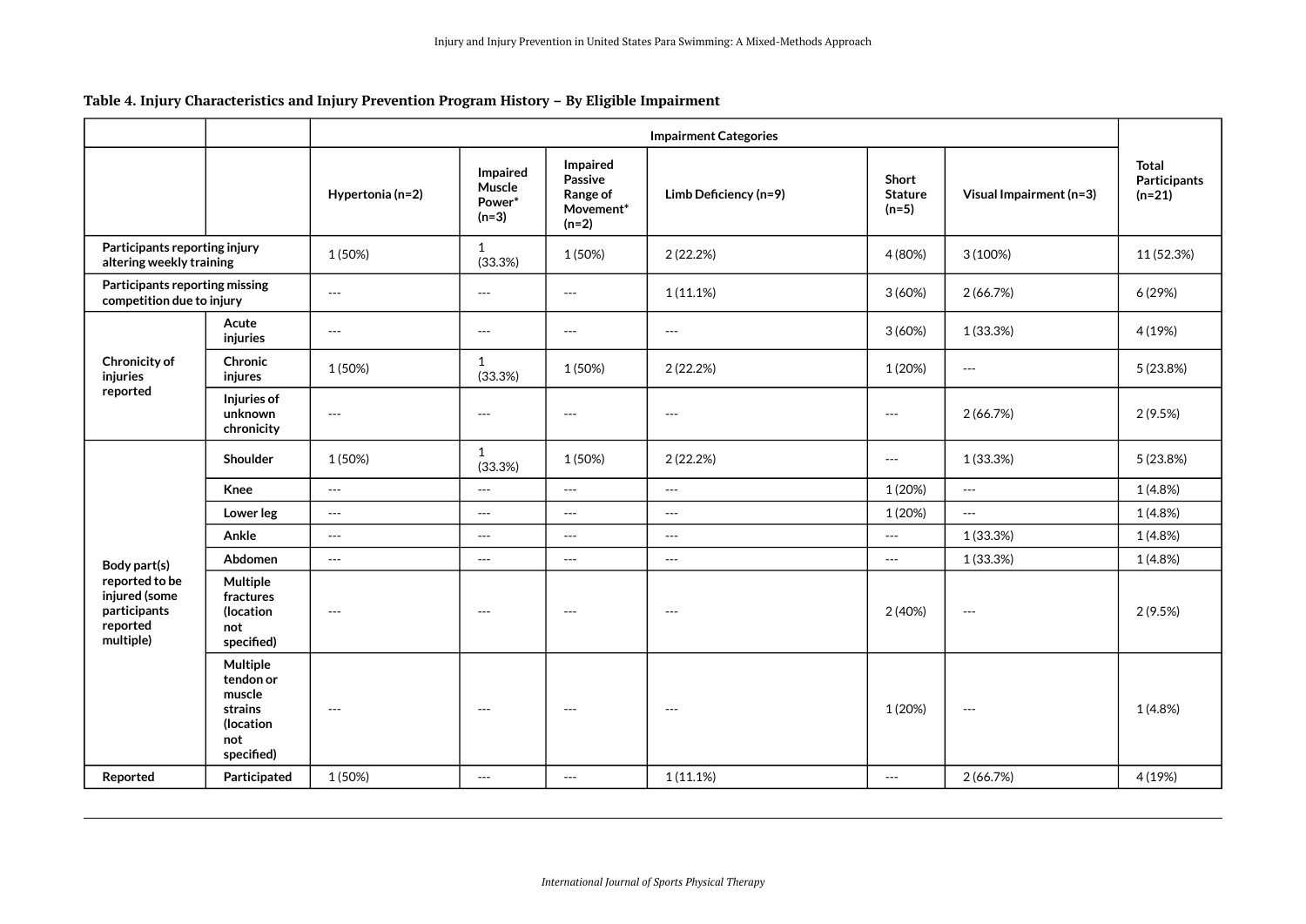**Table 4. Injury Characteristics and Injury Prevention Program History – By Eligible Impairment**

| | | Impairment Categories | | | | | | Total Participants (n=21) |
|---|---|---|---|---|---|---|---|---|
| | | Hypertonia (n=2) | Impaired Muscle Power* (n=3) | Impaired Passive Range of Movement* (n=2) | Limb Deficiency (n=9) | Short Stature (n=5) | Visual Impairment (n=3) | |
| **Participants reporting injury altering weekly training** | | 1 (50%) | 1 (33.3%) | 1 (50%) | 2 (22.2%) | 4 (80%) | 3 (100%) | 11 (52.3%) |
| **Participants reporting missing competition due to injury** | | --- | --- | --- | 1 (11.1%) | 3 (60%) | 2 (66.7%) | 6 (29%) |
| **Chronicity of injuries reported** | **Acute injuries** | --- | --- | --- | --- | 3 (60%) | 1 (33.3%) | 4 (19%) |
| | **Chronic injures** | 1 (50%) | 1 (33.3%) | 1 (50%) | 2 (22.2%) | 1 (20%) | --- | 5 (23.8%) |
| | **Injuries of unknown chronicity** | --- | --- | --- | --- | --- | 2 (66.7%) | 2 (9.5%) |
| **Body part(s) reported to be injured (some participants reported multiple)** | **Shoulder** | 1 (50%) | 1 (33.3%) | 1 (50%) | 2 (22.2%) | --- | 1 (33.3%) | 5 (23.8%) |
| | **Knee** | --- | --- | --- | --- | 1 (20%) | --- | 1 (4.8%) |
| | **Lower leg** | --- | --- | --- | --- | 1 (20%) | --- | 1 (4.8%) |
| | **Ankle** | --- | --- | --- | --- | --- | 1 (33.3%) | 1 (4.8%) |
| | **Abdomen** | --- | --- | --- | --- | --- | 1 (33.3%) | 1 (4.8%) |
| | **Multiple fractures (location not specified)** | --- | --- | --- | --- | 2 (40%) | --- | 2 (9.5%) |
| | **Multiple tendon or muscle strains (location not specified)** | --- | --- | --- | --- | 1 (20%) | --- | 1 (4.8%) |
| **Reported** | **Participated** | 1 (50%) | --- | --- | 1 (11.1%) | --- | 2 (66.7%) | 4 (19%) |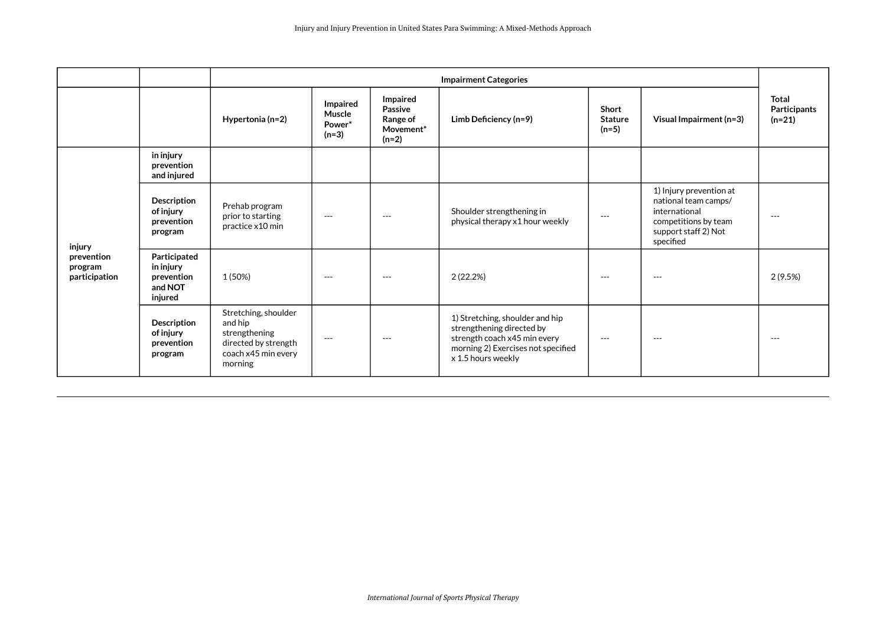| | | Impairment Categories | | | | | | |
|---|---|---|---|---|---|---|---|---|
| | | **Hypertonia (n=2)** | **Impaired Muscle Power* (n=3)** | **Impaired Passive Range of Movement* (n=2)** | **Limb Deficiency (n=9)** | **Short Stature (n=5)** | **Visual Impairment (n=3)** | **Total Participants (n=21)** |
| **injury prevention program participation** | **in injury prevention and injured** | | | | | | | |
| | **Description of injury prevention program** | Prehab program prior to starting practice x10 min | --- | --- | Shoulder strengthening in physical therapy x1 hour weekly | --- | 1) Injury prevention at national team camps/ international competitions by team support staff 2) Not specified | --- |
| | **Participated in injury prevention and NOT injured** | 1 (50%) | --- | --- | 2 (22.2%) | --- | --- | 2 (9.5%) |
| | **Description of injury prevention program** | Stretching, shoulder and hip strengthening directed by strength coach x45 min every morning | --- | --- | 1) Stretching, shoulder and hip strengthening directed by strength coach x45 min every morning 2) Exercises not specified x 1.5 hours weekly | --- | --- | --- |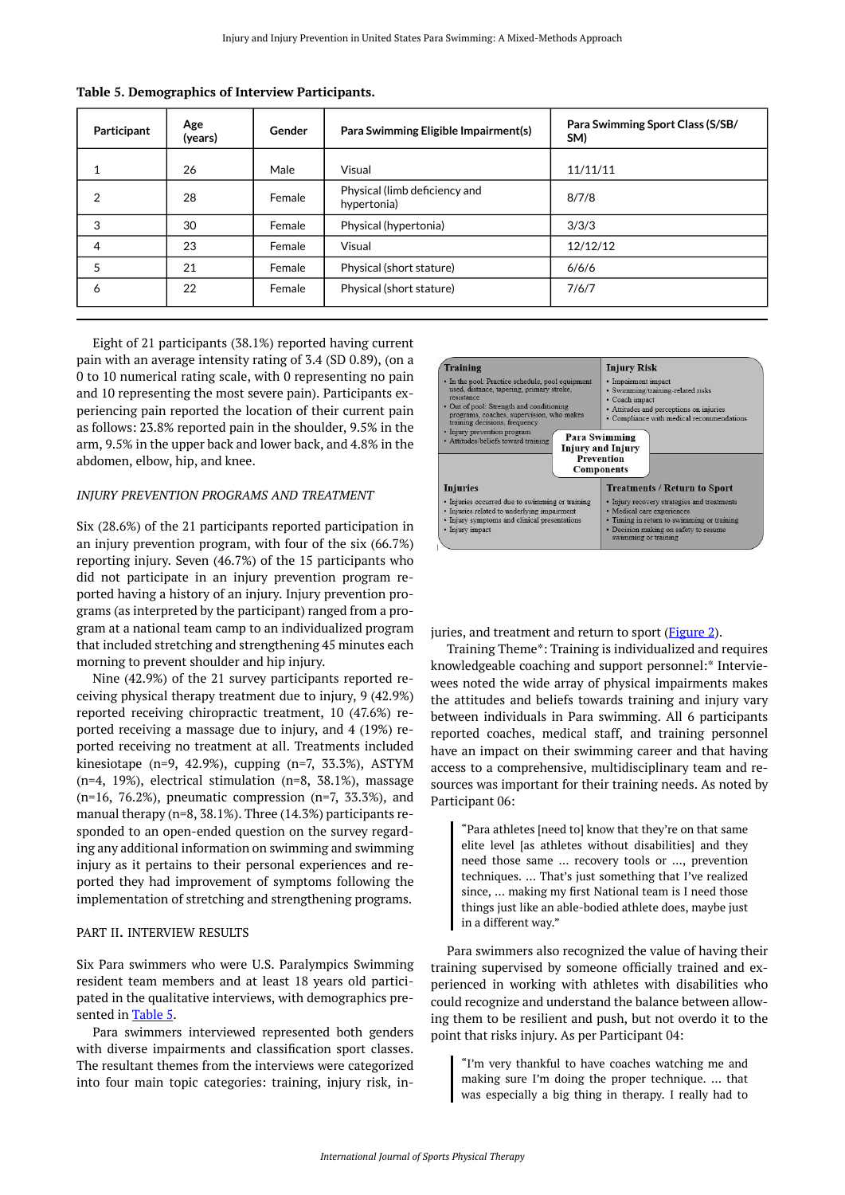**Table 5. Demographics of Interview Participants.**

| Participant | Age (years) | Gender | Para Swimming Eligible Impairment(s) | Para Swimming Sport Class (S/SB/SM) |
|---|---|---|---|---|
| 1 | 26 | Male | Visual | 11/11/11 |
| 2 | 28 | Female | Physical (limb deficiency and hypertonia) | 8/7/8 |
| 3 | 30 | Female | Physical (hypertonia) | 3/3/3 |
| 4 | 23 | Female | Visual | 12/12/12 |
| 5 | 21 | Female | Physical (short stature) | 6/6/6 |
| 6 | 22 | Female | Physical (short stature) | 7/6/7 |

Eight of 21 participants (38.1%) reported having current pain with an average intensity rating of 3.4 (SD 0.89), (on a 0 to 10 numerical rating scale, with 0 representing no pain and 10 representing the most severe pain). Participants experiencing pain reported the location of their current pain as follows: 23.8% reported pain in the shoulder, 9.5% in the arm, 9.5% in the upper back and lower back, and 4.8% in the abdomen, elbow, hip, and knee.

*INJURY PREVENTION PROGRAMS AND TREATMENT*

Six (28.6%) of the 21 participants reported participation in an injury prevention program, with four of the six (66.7%) reporting injury. Seven (46.7%) of the 15 participants who did not participate in an injury prevention program reported having a history of an injury. Injury prevention programs (as interpreted by the participant) ranged from a program at a national team camp to an individualized program that included stretching and strengthening 45 minutes each morning to prevent shoulder and hip injury.

Nine (42.9%) of the 21 survey participants reported receiving physical therapy treatment due to injury, 9 (42.9%) reported receiving chiropractic treatment, 10 (47.6%) reported receiving a massage due to injury, and 4 (19%) reported receiving no treatment at all. Treatments included kinesiotape (n=9, 42.9%), cupping (n=7, 33.3%), ASTYM (n=4, 19%), electrical stimulation (n=8, 38.1%), massage (n=16, 76.2%), pneumatic compression (n=7, 33.3%), and manual therapy (n=8, 38.1%). Three (14.3%) participants responded to an open-ended question on the survey regarding any additional information on swimming and swimming injury as it pertains to their personal experiences and reported they had improvement of symptoms following the implementation of stretching and strengthening programs.

PART II. INTERVIEW RESULTS

Six Para swimmers who were U.S. Paralympics Swimming resident team members and at least 18 years old participated in the qualitative interviews, with demographics presented in Table 5.

Para swimmers interviewed represented both genders with diverse impairments and classification sport classes. The resultant themes from the interviews were categorized into four main topic categories: training, injury risk, injuries, and treatment and return to sport (Figure 2).

**Para Swimming Injury and Injury Prevention Components**

**Training**
- In the pool: Practice schedule, pool equipment used, distance, tapering, primary stroke, resistance
- Out of pool: Strength and conditioning programs, coaches, supervision, who makes training decisions, frequency
- Injury prevention program
- Attitudes/beliefs toward training

**Injury Risk**
- Impairment impact
- Swimming/training-related risks
- Coach impact
- Attitudes and perceptions on injuries
- Compliance with medical recommendations

**Injuries**
- Injuries occurred due to swimming or training
- Injuries related to underlying impairment
- Injury symptoms and clinical presentations
- Injury impact

**Treatments / Return to Sport**
- Injury recovery strategies and treatments
- Medical care experiences
- Timing in return to swimming or training
- Decision making on safety to resume swimming or training

Training Theme*: Training is individualized and requires knowledgeable coaching and support personnel:* Interviewees noted the wide array of physical impairments makes the attitudes and beliefs towards training and injury vary between individuals in Para swimming. All 6 participants reported coaches, medical staff, and training personnel have an impact on their swimming career and that having access to a comprehensive, multidisciplinary team and resources was important for their training needs. As noted by Participant 06:

> "Para athletes [need to] know that they're on that same elite level [as athletes without disabilities] and they need those same … recovery tools or …, prevention techniques. … That's just something that I've realized since, … making my first National team is I need those things just like an able-bodied athlete does, maybe just in a different way."

Para swimmers also recognized the value of having their training supervised by someone officially trained and experienced in working with athletes with disabilities who could recognize and understand the balance between allowing them to be resilient and push, but not overdo it to the point that risks injury. As per Participant 04:

> "I'm very thankful to have coaches watching me and making sure I'm doing the proper technique. … that was especially a big thing in therapy. I really had to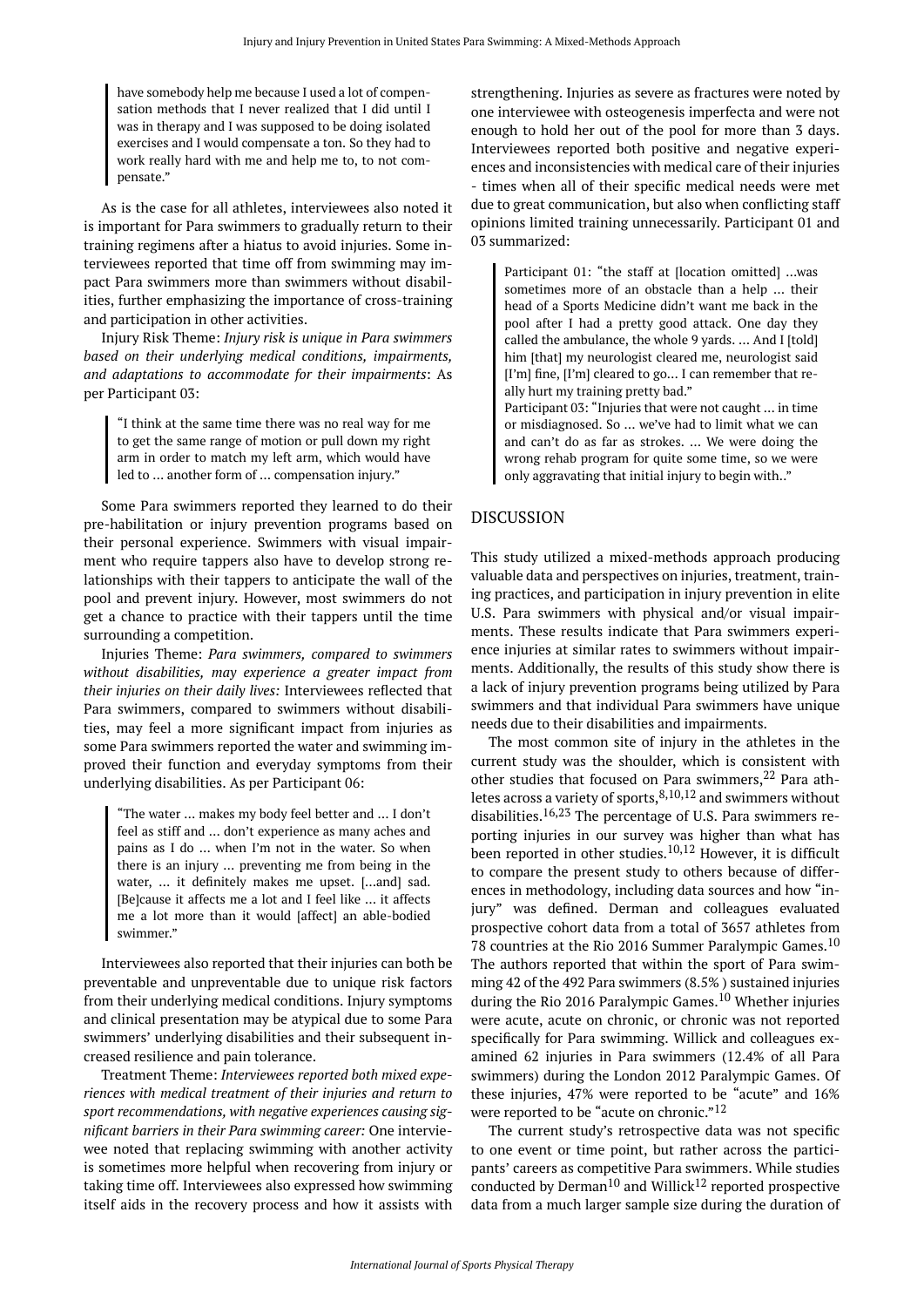> have somebody help me because I used a lot of compensation methods that I never realized that I did until I was in therapy and I was supposed to be doing isolated exercises and I would compensate a ton. So they had to work really hard with me and help me to, to not compensate."

As is the case for all athletes, interviewees also noted it is important for Para swimmers to gradually return to their training regimens after a hiatus to avoid injuries. Some interviewees reported that time off from swimming may impact Para swimmers more than swimmers without disabilities, further emphasizing the importance of cross-training and participation in other activities.

Injury Risk Theme: *Injury risk is unique in Para swimmers based on their underlying medical conditions, impairments, and adaptations to accommodate for their impairments*: As per Participant 03:

> "I think at the same time there was no real way for me to get the same range of motion or pull down my right arm in order to match my left arm, which would have led to … another form of … compensation injury."

Some Para swimmers reported they learned to do their pre-habilitation or injury prevention programs based on their personal experience. Swimmers with visual impairment who require tappers also have to develop strong relationships with their tappers to anticipate the wall of the pool and prevent injury. However, most swimmers do not get a chance to practice with their tappers until the time surrounding a competition.

Injuries Theme: *Para swimmers, compared to swimmers without disabilities, may experience a greater impact from their injuries on their daily lives:* Interviewees reflected that Para swimmers, compared to swimmers without disabilities, may feel a more significant impact from injuries as some Para swimmers reported the water and swimming improved their function and everyday symptoms from their underlying disabilities. As per Participant 06:

> "The water … makes my body feel better and … I don't feel as stiff and … don't experience as many aches and pains as I do … when I'm not in the water. So when there is an injury … preventing me from being in the water, … it definitely makes me upset. […and] sad. [Be]cause it affects me a lot and I feel like … it affects me a lot more than it would [affect] an able-bodied swimmer."

Interviewees also reported that their injuries can both be preventable and unpreventable due to unique risk factors from their underlying medical conditions. Injury symptoms and clinical presentation may be atypical due to some Para swimmers' underlying disabilities and their subsequent increased resilience and pain tolerance.

Treatment Theme: *Interviewees reported both mixed experiences with medical treatment of their injuries and return to sport recommendations, with negative experiences causing significant barriers in their Para swimming career:* One interviewee noted that replacing swimming with another activity is sometimes more helpful when recovering from injury or taking time off. Interviewees also expressed how swimming itself aids in the recovery process and how it assists with strengthening. Injuries as severe as fractures were noted by one interviewee with osteogenesis imperfecta and were not enough to hold her out of the pool for more than 3 days. Interviewees reported both positive and negative experiences and inconsistencies with medical care of their injuries - times when all of their specific medical needs were met due to great communication, but also when conflicting staff opinions limited training unnecessarily. Participant 01 and 03 summarized:

> Participant 01: "the staff at [location omitted] …was sometimes more of an obstacle than a help … their head of a Sports Medicine didn't want me back in the pool after I had a pretty good attack. One day they called the ambulance, the whole 9 yards. … And I [told] him [that] my neurologist cleared me, neurologist said [I'm] fine, [I'm] cleared to go… I can remember that really hurt my training pretty bad."
>
> Participant 03: "Injuries that were not caught … in time or misdiagnosed. So … we've had to limit what we can and can't do as far as strokes. … We were doing the wrong rehab program for quite some time, so we were only aggravating that initial injury to begin with.."

## DISCUSSION

This study utilized a mixed-methods approach producing valuable data and perspectives on injuries, treatment, training practices, and participation in injury prevention in elite U.S. Para swimmers with physical and/or visual impairments. These results indicate that Para swimmers experience injuries at similar rates to swimmers without impairments. Additionally, the results of this study show there is a lack of injury prevention programs being utilized by Para swimmers and that individual Para swimmers have unique needs due to their disabilities and impairments.

The most common site of injury in the athletes in the current study was the shoulder, which is consistent with other studies that focused on Para swimmers,[22] Para athletes across a variety of sports,[8,10,12] and swimmers without disabilities.[16,23] The percentage of U.S. Para swimmers reporting injuries in our survey was higher than what has been reported in other studies.[10,12] However, it is difficult to compare the present study to others because of differences in methodology, including data sources and how "injury" was defined. Derman and colleagues evaluated prospective cohort data from a total of 3657 athletes from 78 countries at the Rio 2016 Summer Paralympic Games.[10] The authors reported that within the sport of Para swimming 42 of the 492 Para swimmers (8.5% ) sustained injuries during the Rio 2016 Paralympic Games.[10] Whether injuries were acute, acute on chronic, or chronic was not reported specifically for Para swimming. Willick and colleagues examined 62 injuries in Para swimmers (12.4% of all Para swimmers) during the London 2012 Paralympic Games. Of these injuries, 47% were reported to be "acute" and 16% were reported to be "acute on chronic."[12]

The current study's retrospective data was not specific to one event or time point, but rather across the participants' careers as competitive Para swimmers. While studies conducted by Derman[10] and Willick[12] reported prospective data from a much larger sample size during the duration of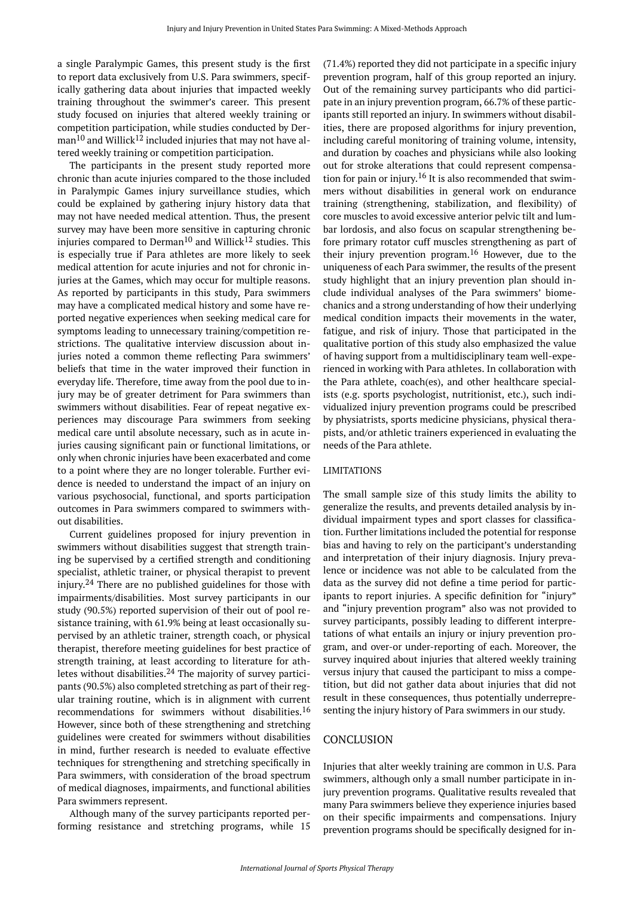a single Paralympic Games, this present study is the first to report data exclusively from U.S. Para swimmers, specifically gathering data about injuries that impacted weekly training throughout the swimmer's career. This present study focused on injuries that altered weekly training or competition participation, while studies conducted by Derman[10] and Willick[12] included injuries that may not have altered weekly training or competition participation.

The participants in the present study reported more chronic than acute injuries compared to the those included in Paralympic Games injury surveillance studies, which could be explained by gathering injury history data that may not have needed medical attention. Thus, the present survey may have been more sensitive in capturing chronic injuries compared to Derman[10] and Willick[12] studies. This is especially true if Para athletes are more likely to seek medical attention for acute injuries and not for chronic injuries at the Games, which may occur for multiple reasons. As reported by participants in this study, Para swimmers may have a complicated medical history and some have reported negative experiences when seeking medical care for symptoms leading to unnecessary training/competition restrictions. The qualitative interview discussion about injuries noted a common theme reflecting Para swimmers' beliefs that time in the water improved their function in everyday life. Therefore, time away from the pool due to injury may be of greater detriment for Para swimmers than swimmers without disabilities. Fear of repeat negative experiences may discourage Para swimmers from seeking medical care until absolute necessary, such as in acute injuries causing significant pain or functional limitations, or only when chronic injuries have been exacerbated and come to a point where they are no longer tolerable. Further evidence is needed to understand the impact of an injury on various psychosocial, functional, and sports participation outcomes in Para swimmers compared to swimmers without disabilities.

Current guidelines proposed for injury prevention in swimmers without disabilities suggest that strength training be supervised by a certified strength and conditioning specialist, athletic trainer, or physical therapist to prevent injury.[24] There are no published guidelines for those with impairments/disabilities. Most survey participants in our study (90.5%) reported supervision of their out of pool resistance training, with 61.9% being at least occasionally supervised by an athletic trainer, strength coach, or physical therapist, therefore meeting guidelines for best practice of strength training, at least according to literature for athletes without disabilities.[24] The majority of survey participants (90.5%) also completed stretching as part of their regular training routine, which is in alignment with current recommendations for swimmers without disabilities.[16] However, since both of these strengthening and stretching guidelines were created for swimmers without disabilities in mind, further research is needed to evaluate effective techniques for strengthening and stretching specifically in Para swimmers, with consideration of the broad spectrum of medical diagnoses, impairments, and functional abilities Para swimmers represent.

Although many of the survey participants reported performing resistance and stretching programs, while 15 (71.4%) reported they did not participate in a specific injury prevention program, half of this group reported an injury. Out of the remaining survey participants who did participate in an injury prevention program, 66.7% of these participants still reported an injury. In swimmers without disabilities, there are proposed algorithms for injury prevention, including careful monitoring of training volume, intensity, and duration by coaches and physicians while also looking out for stroke alterations that could represent compensation for pain or injury.[16] It is also recommended that swimmers without disabilities in general work on endurance training (strengthening, stabilization, and flexibility) of core muscles to avoid excessive anterior pelvic tilt and lumbar lordosis, and also focus on scapular strengthening before primary rotator cuff muscles strengthening as part of their injury prevention program.[16] However, due to the uniqueness of each Para swimmer, the results of the present study highlight that an injury prevention plan should include individual analyses of the Para swimmers' biomechanics and a strong understanding of how their underlying medical condition impacts their movements in the water, fatigue, and risk of injury. Those that participated in the qualitative portion of this study also emphasized the value of having support from a multidisciplinary team well-experienced in working with Para athletes. In collaboration with the Para athlete, coach(es), and other healthcare specialists (e.g. sports psychologist, nutritionist, etc.), such individualized injury prevention programs could be prescribed by physiatrists, sports medicine physicians, physical therapists, and/or athletic trainers experienced in evaluating the needs of the Para athlete.

## LIMITATIONS

The small sample size of this study limits the ability to generalize the results, and prevents detailed analysis by individual impairment types and sport classes for classification. Further limitations included the potential for response bias and having to rely on the participant's understanding and interpretation of their injury diagnosis. Injury prevalence or incidence was not able to be calculated from the data as the survey did not define a time period for participants to report injuries. A specific definition for "injury" and "injury prevention program" also was not provided to survey participants, possibly leading to different interpretations of what entails an injury or injury prevention program, and over-or under-reporting of each. Moreover, the survey inquired about injuries that altered weekly training versus injury that caused the participant to miss a competition, but did not gather data about injuries that did not result in these consequences, thus potentially underrepresenting the injury history of Para swimmers in our study.

## CONCLUSION

Injuries that alter weekly training are common in U.S. Para swimmers, although only a small number participate in injury prevention programs. Qualitative results revealed that many Para swimmers believe they experience injuries based on their specific impairments and compensations. Injury prevention programs should be specifically designed for in-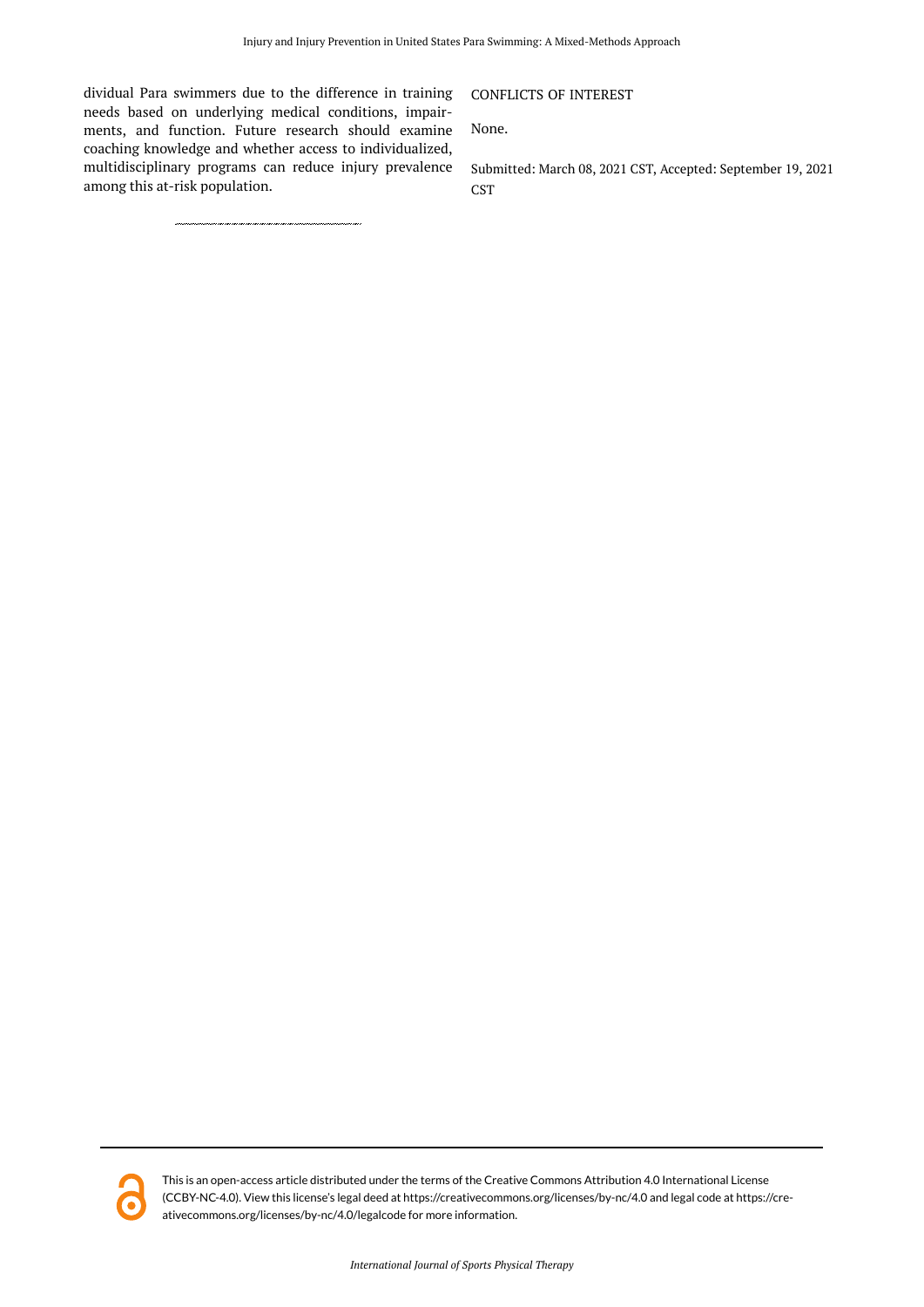dividual Para swimmers due to the difference in training needs based on underlying medical conditions, impairments, and function. Future research should examine coaching knowledge and whether access to individualized, multidisciplinary programs can reduce injury prevalence among this at-risk population.

CONFLICTS OF INTEREST

None.

Submitted: March 08, 2021 CST, Accepted: September 19, 2021 CST

This is an open-access article distributed under the terms of the Creative Commons Attribution 4.0 International License (CCBY-NC-4.0). View this license's legal deed at https://creativecommons.org/licenses/by-nc/4.0 and legal code at https://creativecommons.org/licenses/by-nc/4.0/legalcode for more information.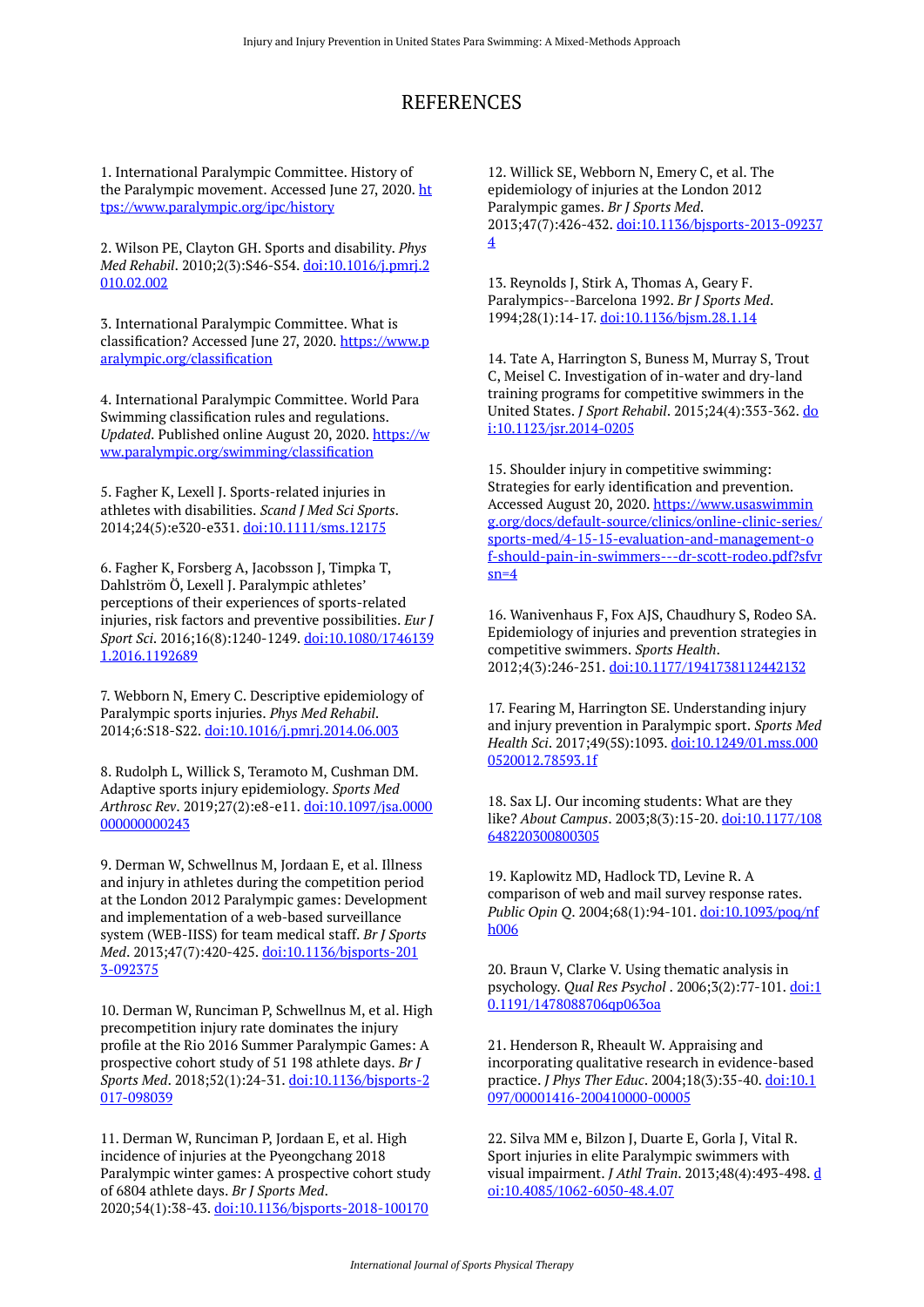# REFERENCES

1. International Paralympic Committee. History of the Paralympic movement. Accessed June 27, 2020. https://www.paralympic.org/ipc/history

2. Wilson PE, Clayton GH. Sports and disability. *Phys Med Rehabil*. 2010;2(3):S46-S54. doi:10.1016/j.pmrj.2010.02.002

3. International Paralympic Committee. What is classification? Accessed June 27, 2020. https://www.paralympic.org/classification

4. International Paralympic Committee. World Para Swimming classification rules and regulations. *Updated*. Published online August 20, 2020. https://www.paralympic.org/swimming/classification

5. Fagher K, Lexell J. Sports-related injuries in athletes with disabilities. *Scand J Med Sci Sports*. 2014;24(5):e320-e331. doi:10.1111/sms.12175

6. Fagher K, Forsberg A, Jacobsson J, Timpka T, Dahlström Ö, Lexell J. Paralympic athletes' perceptions of their experiences of sports-related injuries, risk factors and preventive possibilities. *Eur J Sport Sci*. 2016;16(8):1240-1249. doi:10.1080/17461391.2016.1192689

7. Webborn N, Emery C. Descriptive epidemiology of Paralympic sports injuries. *Phys Med Rehabil*. 2014;6:S18-S22. doi:10.1016/j.pmrj.2014.06.003

8. Rudolph L, Willick S, Teramoto M, Cushman DM. Adaptive sports injury epidemiology. *Sports Med Arthrosc Rev*. 2019;27(2):e8-e11. doi:10.1097/jsa.0000000000000243

9. Derman W, Schwellnus M, Jordaan E, et al. Illness and injury in athletes during the competition period at the London 2012 Paralympic games: Development and implementation of a web-based surveillance system (WEB-IISS) for team medical staff. *Br J Sports Med*. 2013;47(7):420-425. doi:10.1136/bjsports-2013-092375

10. Derman W, Runciman P, Schwellnus M, et al. High precompetition injury rate dominates the injury profile at the Rio 2016 Summer Paralympic Games: A prospective cohort study of 51 198 athlete days. *Br J Sports Med*. 2018;52(1):24-31. doi:10.1136/bjsports-2017-098039

11. Derman W, Runciman P, Jordaan E, et al. High incidence of injuries at the Pyeongchang 2018 Paralympic winter games: A prospective cohort study of 6804 athlete days. *Br J Sports Med*. 2020;54(1):38-43. doi:10.1136/bjsports-2018-100170

12. Willick SE, Webborn N, Emery C, et al. The epidemiology of injuries at the London 2012 Paralympic games. *Br J Sports Med*. 2013;47(7):426-432. doi:10.1136/bjsports-2013-092374

13. Reynolds J, Stirk A, Thomas A, Geary F. Paralympics--Barcelona 1992. *Br J Sports Med*. 1994;28(1):14-17. doi:10.1136/bjsm.28.1.14

14. Tate A, Harrington S, Buness M, Murray S, Trout C, Meisel C. Investigation of in-water and dry-land training programs for competitive swimmers in the United States. *J Sport Rehabil*. 2015;24(4):353-362. doi:10.1123/jsr.2014-0205

15. Shoulder injury in competitive swimming: Strategies for early identification and prevention. Accessed August 20, 2020. https://www.usaswimming.org/docs/default-source/clinics/online-clinic-series/sports-med/4-15-15-evaluation-and-management-of-should-pain-in-swimmers---dr-scott-rodeo.pdf?sfvrsn=4

16. Wanivenhaus F, Fox AJS, Chaudhury S, Rodeo SA. Epidemiology of injuries and prevention strategies in competitive swimmers. *Sports Health*. 2012;4(3):246-251. doi:10.1177/1941738112442132

17. Fearing M, Harrington SE. Understanding injury and injury prevention in Paralympic sport. *Sports Med Health Sci*. 2017;49(5S):1093. doi:10.1249/01.mss.0000520012.78593.1f

18. Sax LJ. Our incoming students: What are they like? *About Campus*. 2003;8(3):15-20. doi:10.1177/108648220300800305

19. Kaplowitz MD, Hadlock TD, Levine R. A comparison of web and mail survey response rates. *Public Opin Q*. 2004;68(1):94-101. doi:10.1093/poq/nfh006

20. Braun V, Clarke V. Using thematic analysis in psychology. *Qual Res Psychol* . 2006;3(2):77-101. doi:10.1191/1478088706qp063oa

21. Henderson R, Rheault W. Appraising and incorporating qualitative research in evidence-based practice. *J Phys Ther Educ*. 2004;18(3):35-40. doi:10.1097/00001416-200410000-00005

22. Silva MM e, Bilzon J, Duarte E, Gorla J, Vital R. Sport injuries in elite Paralympic swimmers with visual impairment. *J Athl Train*. 2013;48(4):493-498. doi:10.4085/1062-6050-48.4.07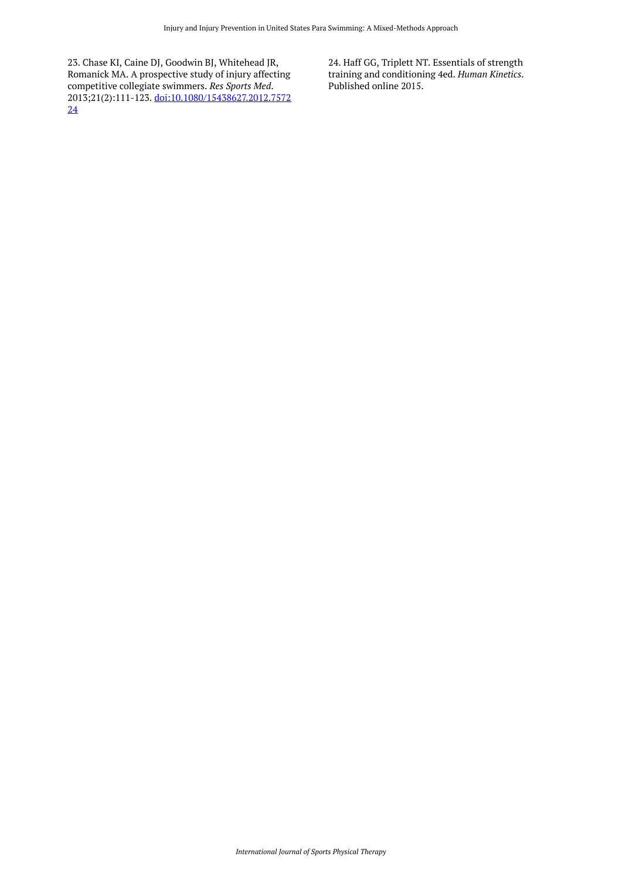23. Chase KI, Caine DJ, Goodwin BJ, Whitehead JR, Romanick MA. A prospective study of injury affecting competitive collegiate swimmers. *Res Sports Med*. 2013;21(2):111-123. doi:10.1080/15438627.2012.757224

24. Haff GG, Triplett NT. Essentials of strength training and conditioning 4ed. *Human Kinetics*. Published online 2015.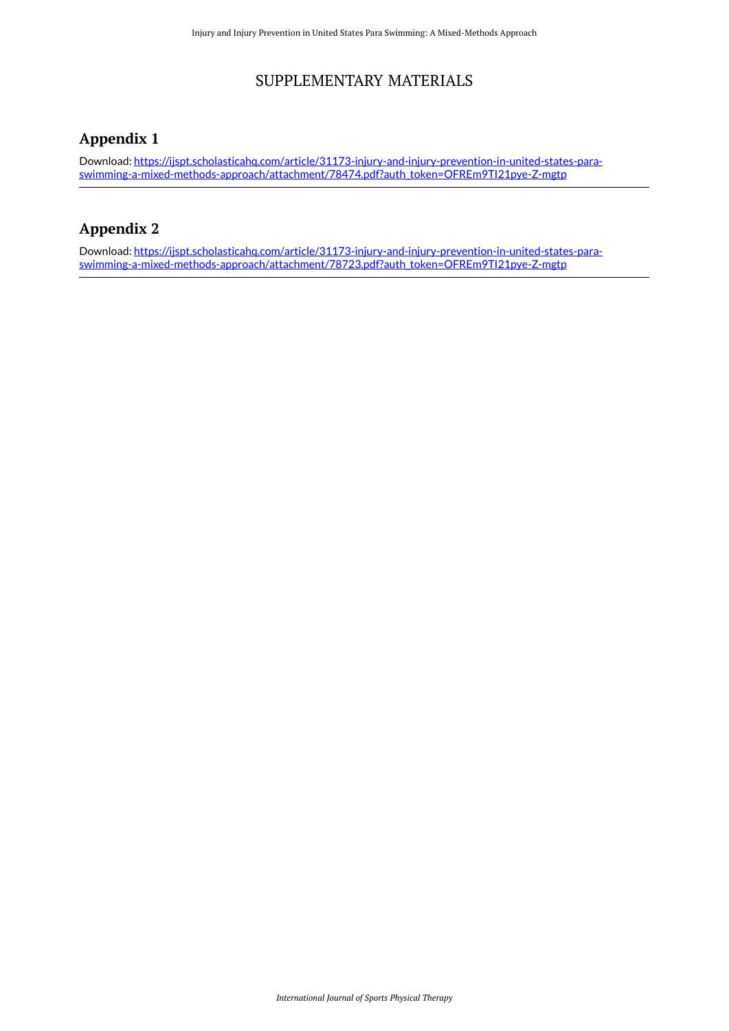# SUPPLEMENTARY MATERIALS

## Appendix 1

Download: https://ijspt.scholasticahq.com/article/31173-injury-and-injury-prevention-in-united-states-para-swimming-a-mixed-methods-approach/attachment/78474.pdf?auth_token=OFREm9TI21pye-Z-mgtp

---

## Appendix 2

Download: https://ijspt.scholasticahq.com/article/31173-injury-and-injury-prevention-in-united-states-para-swimming-a-mixed-methods-approach/attachment/78723.pdf?auth_token=OFREm9TI21pye-Z-mgtp

---